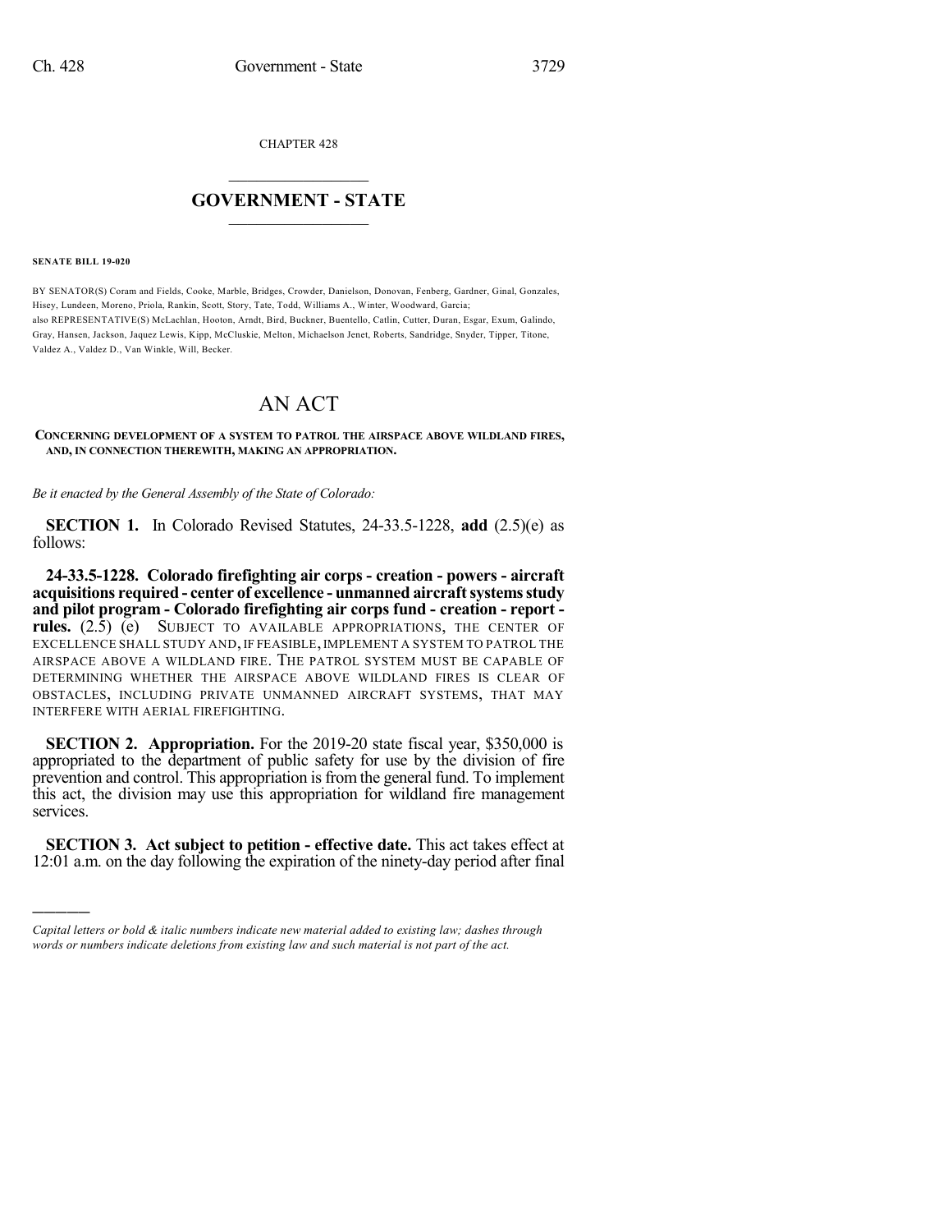CHAPTER 428

# GOVERNMENT - STATE

**SENATE BILL 19-020**

BY SENATOR(S) Coram and Fields, Cooke, Marble, Bridges, Crowder, Danielson, Donovan, Fenberg, Gardner, Ginal, Gonzales, Hisey, Lundeen, Moreno, Priola, Rankin, Scott, Story, Tate, Todd, Williams A., Winter, Woodward, Garcia;
also REPRESENTATIVE(S) McLachlan, Hooton, Arndt, Bird, Buckner, Buentello, Catlin, Cutter, Duran, Esgar, Exum, Galindo, Gray, Hansen, Jackson, Jaquez Lewis, Kipp, McCluskie, Melton, Michaelson Jenet, Roberts, Sandridge, Snyder, Tipper, Titone, Valdez A., Valdez D., Van Winkle, Will, Becker.

# AN ACT

**CONCERNING DEVELOPMENT OF A SYSTEM TO PATROL THE AIRSPACE ABOVE WILDLAND FIRES, AND, IN CONNECTION THEREWITH, MAKING AN APPROPRIATION.**

*Be it enacted by the General Assembly of the State of Colorado:*

**SECTION 1.** In Colorado Revised Statutes, 24-33.5-1228, **add** (2.5)(e) as follows:

**24-33.5-1228. Colorado firefighting air corps - creation - powers - aircraft acquisitions required - center of excellence - unmanned aircraft systems study and pilot program - Colorado firefighting air corps fund - creation - report - rules.** (2.5) (e) SUBJECT TO AVAILABLE APPROPRIATIONS, THE CENTER OF EXCELLENCE SHALL STUDY AND, IF FEASIBLE, IMPLEMENT A SYSTEM TO PATROL THE AIRSPACE ABOVE A WILDLAND FIRE. THE PATROL SYSTEM MUST BE CAPABLE OF DETERMINING WHETHER THE AIRSPACE ABOVE WILDLAND FIRES IS CLEAR OF OBSTACLES, INCLUDING PRIVATE UNMANNED AIRCRAFT SYSTEMS, THAT MAY INTERFERE WITH AERIAL FIREFIGHTING.

**SECTION 2. Appropriation.** For the 2019-20 state fiscal year, $350,000 is appropriated to the department of public safety for use by the division of fire prevention and control. This appropriation is from the general fund. To implement this act, the division may use this appropriation for wildland fire management services.

**SECTION 3. Act subject to petition - effective date.** This act takes effect at 12:01 a.m. on the day following the expiration of the ninety-day period after final

---

*Capital letters or bold & italic numbers indicate new material added to existing law; dashes through words or numbers indicate deletions from existing law and such material is not part of the act.*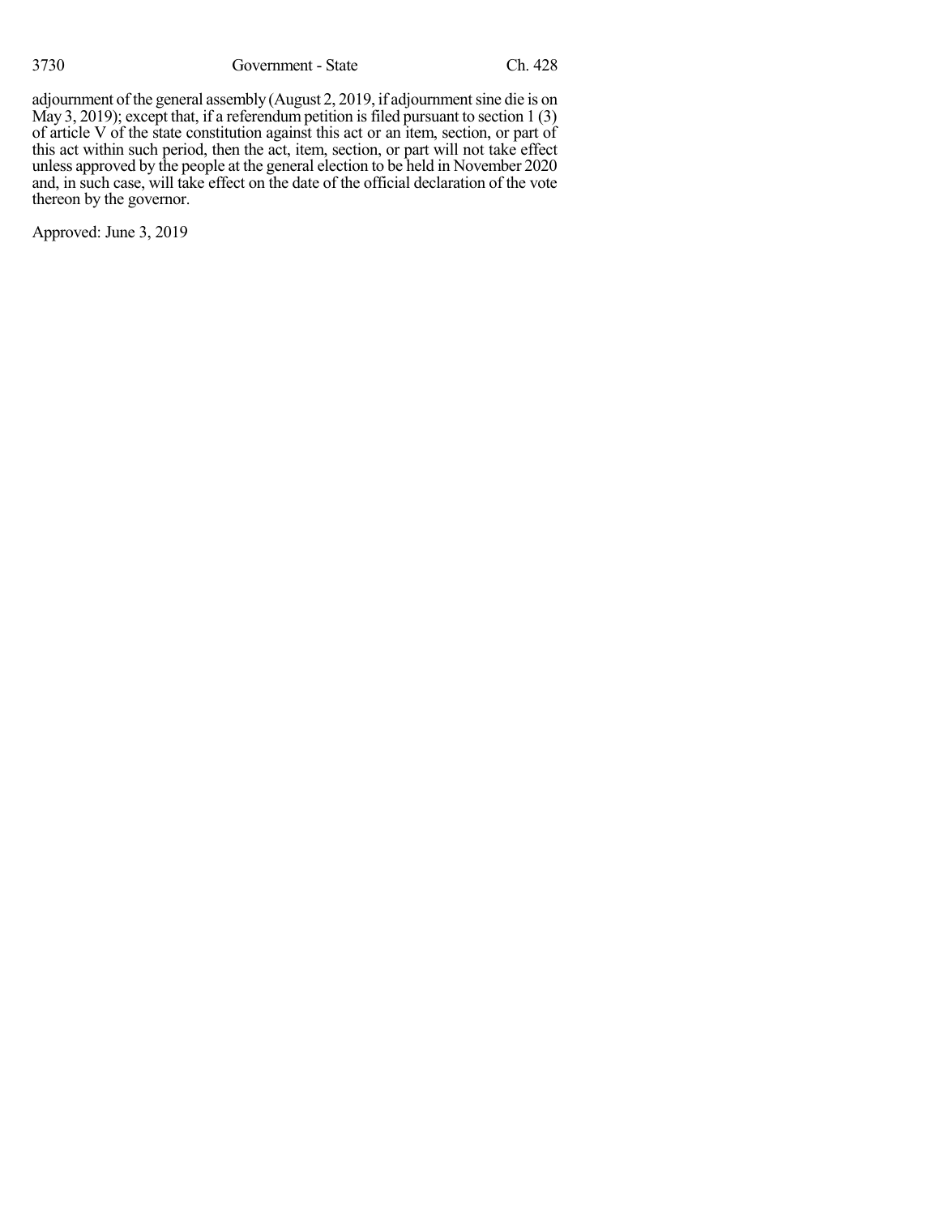adjournment of the general assembly (August 2, 2019, if adjournment sine die is on May 3, 2019); except that, if a referendum petition is filed pursuant to section 1 (3) of article V of the state constitution against this act or an item, section, or part of this act within such period, then the act, item, section, or part will not take effect unless approved by the people at the general election to be held in November 2020 and, in such case, will take effect on the date of the official declaration of the vote thereon by the governor.

Approved: June 3, 2019